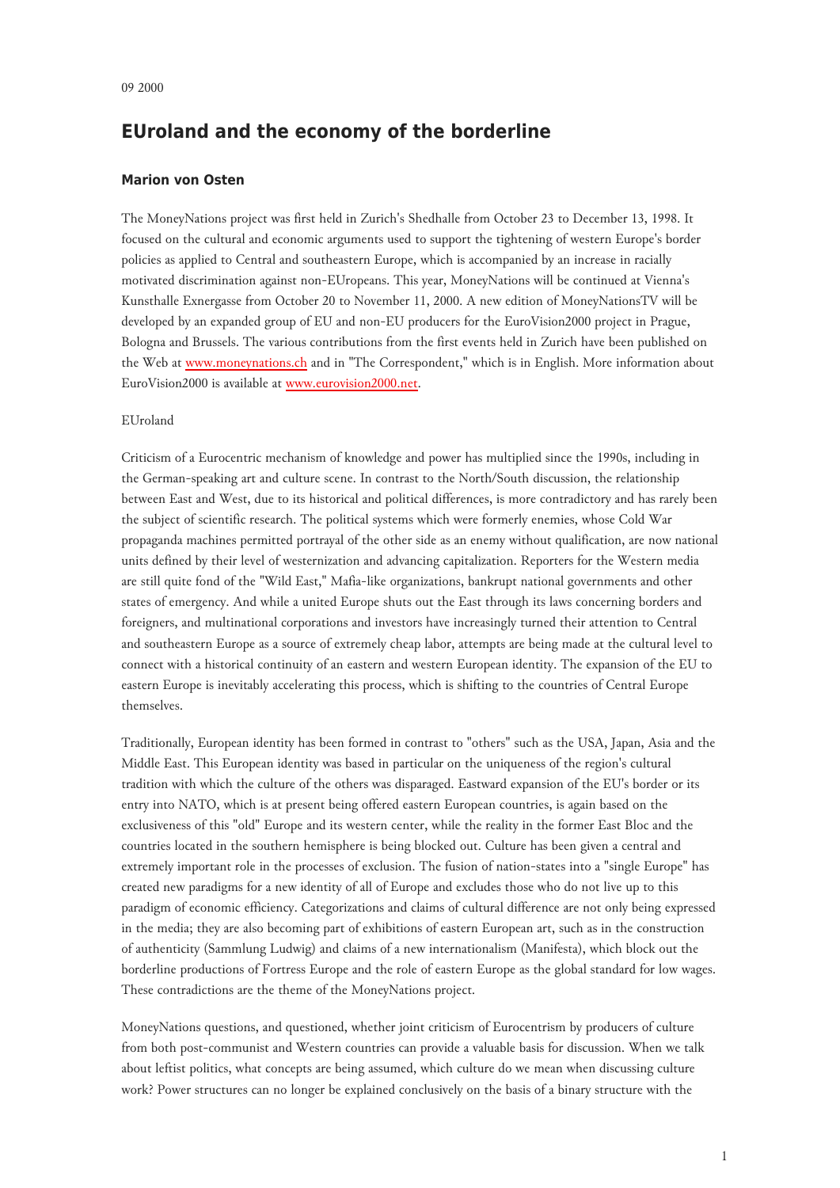09 2000

# EUroland and the economy of the borderline

### Marion von Osten

The MoneyNations project was first held in Zurich's Shedhalle from October 23 to December 13, 1998. It focused on the cultural and economic arguments used to support the tightening of western Europe's border policies as applied to Central and southeastern Europe, which is accompanied by an increase in racially motivated discrimination against non-EUropeans. This year, MoneyNations will be continued at Vienna's Kunsthalle Exnergasse from October 20 to November 11, 2000. A new edition of MoneyNationsTV will be developed by an expanded group of EU and non-EU producers for the EuroVision2000 project in Prague, Bologna and Brussels. The various contributions from the first events held in Zurich have been published on the Web at [www.moneynations.ch](www.moneynations.ch) and in "The Correspondent," which is in English. More information about EuroVision2000 is available at [www.eurovision2000.net](www.eurovision2000.net).

EUroland

Criticism of a Eurocentric mechanism of knowledge and power has multiplied since the 1990s, including in the German-speaking art and culture scene. In contrast to the North/South discussion, the relationship between East and West, due to its historical and political differences, is more contradictory and has rarely been the subject of scientific research. The political systems which were formerly enemies, whose Cold War propaganda machines permitted portrayal of the other side as an enemy without qualification, are now national units defined by their level of westernization and advancing capitalization. Reporters for the Western media are still quite fond of the "Wild East," Mafia-like organizations, bankrupt national governments and other states of emergency. And while a united Europe shuts out the East through its laws concerning borders and foreigners, and multinational corporations and investors have increasingly turned their attention to Central and southeastern Europe as a source of extremely cheap labor, attempts are being made at the cultural level to connect with a historical continuity of an eastern and western European identity. The expansion of the EU to eastern Europe is inevitably accelerating this process, which is shifting to the countries of Central Europe themselves.

Traditionally, European identity has been formed in contrast to "others" such as the USA, Japan, Asia and the Middle East. This European identity was based in particular on the uniqueness of the region's cultural tradition with which the culture of the others was disparaged. Eastward expansion of the EU's border or its entry into NATO, which is at present being offered eastern European countries, is again based on the exclusiveness of this "old" Europe and its western center, while the reality in the former East Bloc and the countries located in the southern hemisphere is being blocked out. Culture has been given a central and extremely important role in the processes of exclusion. The fusion of nation-states into a "single Europe" has created new paradigms for a new identity of all of Europe and excludes those who do not live up to this paradigm of economic efficiency. Categorizations and claims of cultural difference are not only being expressed in the media; they are also becoming part of exhibitions of eastern European art, such as in the construction of authenticity (Sammlung Ludwig) and claims of a new internationalism (Manifesta), which block out the borderline productions of Fortress Europe and the role of eastern Europe as the global standard for low wages. These contradictions are the theme of the MoneyNations project.

MoneyNations questions, and questioned, whether joint criticism of Eurocentrism by producers of culture from both post-communist and Western countries can provide a valuable basis for discussion. When we talk about leftist politics, what concepts are being assumed, which culture do we mean when discussing culture work? Power structures can no longer be explained conclusively on the basis of a binary structure with the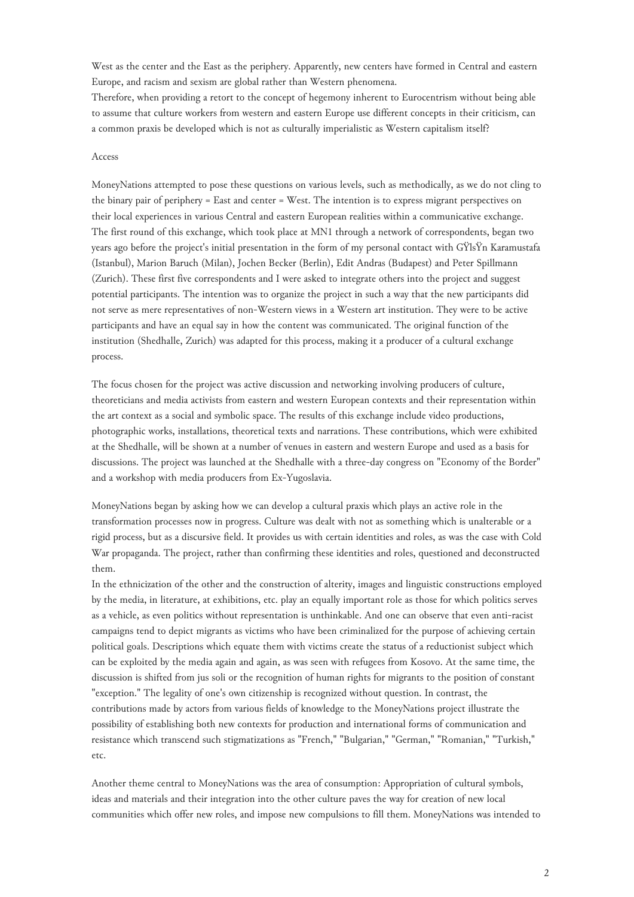West as the center and the East as the periphery. Apparently, new centers have formed in Central and eastern Europe, and racism and sexism are global rather than Western phenomena.

Therefore, when providing a retort to the concept of hegemony inherent to Eurocentrism without being able to assume that culture workers from western and eastern Europe use different concepts in their criticism, can a common praxis be developed which is not as culturally imperialistic as Western capitalism itself?

## Access

MoneyNations attempted to pose these questions on various levels, such as methodically, as we do not cling to the binary pair of periphery = East and center = West. The intention is to express migrant perspectives on their local experiences in various Central and eastern European realities within a communicative exchange. The first round of this exchange, which took place at MN1 through a network of correspondents, began two years ago before the project's initial presentation in the form of my personal contact with GŸlsŸn Karamustafa (Istanbul), Marion Baruch (Milan), Jochen Becker (Berlin), Edit Andras (Budapest) and Peter Spillmann (Zurich). These first five correspondents and I were asked to integrate others into the project and suggest potential participants. The intention was to organize the project in such a way that the new participants did not serve as mere representatives of non-Western views in a Western art institution. They were to be active participants and have an equal say in how the content was communicated. The original function of the institution (Shedhalle, Zurich) was adapted for this process, making it a producer of a cultural exchange process.

The focus chosen for the project was active discussion and networking involving producers of culture, theoreticians and media activists from eastern and western European contexts and their representation within the art context as a social and symbolic space. The results of this exchange include video productions, photographic works, installations, theoretical texts and narrations. These contributions, which were exhibited at the Shedhalle, will be shown at a number of venues in eastern and western Europe and used as a basis for discussions. The project was launched at the Shedhalle with a three-day congress on "Economy of the Border" and a workshop with media producers from Ex-Yugoslavia.

MoneyNations began by asking how we can develop a cultural praxis which plays an active role in the transformation processes now in progress. Culture was dealt with not as something which is unalterable or a rigid process, but as a discursive field. It provides us with certain identities and roles, as was the case with Cold War propaganda. The project, rather than confirming these identities and roles, questioned and deconstructed them.

In the ethnicization of the other and the construction of alterity, images and linguistic constructions employed by the media, in literature, at exhibitions, etc. play an equally important role as those for which politics serves as a vehicle, as even politics without representation is unthinkable. And one can observe that even anti-racist campaigns tend to depict migrants as victims who have been criminalized for the purpose of achieving certain political goals. Descriptions which equate them with victims create the status of a reductionist subject which can be exploited by the media again and again, as was seen with refugees from Kosovo. At the same time, the discussion is shifted from jus soli or the recognition of human rights for migrants to the position of constant "exception." The legality of one's own citizenship is recognized without question. In contrast, the contributions made by actors from various fields of knowledge to the MoneyNations project illustrate the possibility of establishing both new contexts for production and international forms of communication and resistance which transcend such stigmatizations as "French," "Bulgarian," "German," "Romanian," "Turkish," etc.

Another theme central to MoneyNations was the area of consumption: Appropriation of cultural symbols, ideas and materials and their integration into the other culture paves the way for creation of new local communities which offer new roles, and impose new compulsions to fill them. MoneyNations was intended to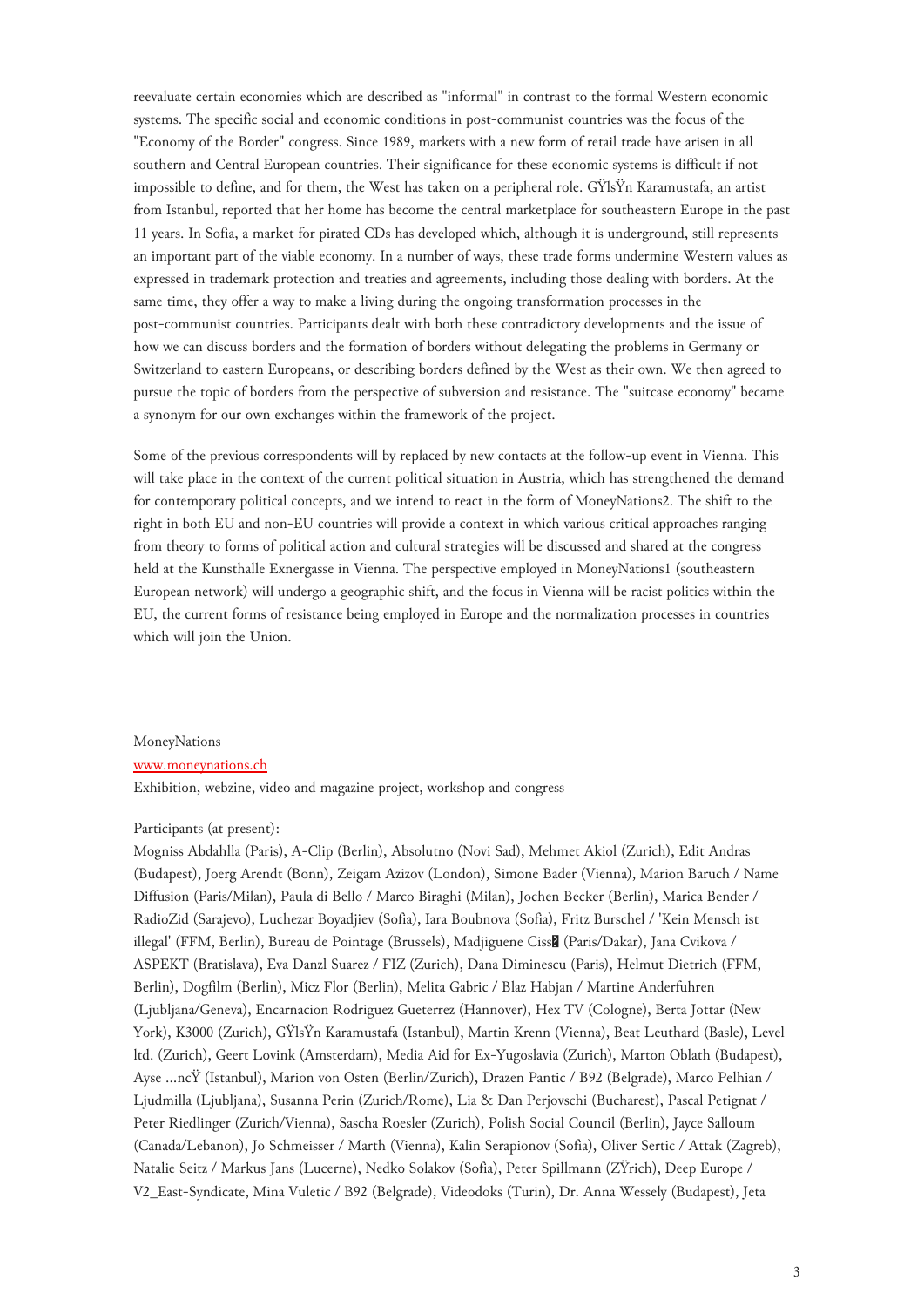reevaluate certain economies which are described as "informal" in contrast to the formal Western economic systems. The specific social and economic conditions in post-communist countries was the focus of the "Economy of the Border" congress. Since 1989, markets with a new form of retail trade have arisen in all southern and Central European countries. Their significance for these economic systems is difficult if not impossible to define, and for them, the West has taken on a peripheral role. GŸlsŸn Karamustafa, an artist from Istanbul, reported that her home has become the central marketplace for southeastern Europe in the past 11 years. In Sofia, a market for pirated CDs has developed which, although it is underground, still represents an important part of the viable economy. In a number of ways, these trade forms undermine Western values as expressed in trademark protection and treaties and agreements, including those dealing with borders. At the same time, they offer a way to make a living during the ongoing transformation processes in the post-communist countries. Participants dealt with both these contradictory developments and the issue of how we can discuss borders and the formation of borders without delegating the problems in Germany or Switzerland to eastern Europeans, or describing borders defined by the West as their own. We then agreed to pursue the topic of borders from the perspective of subversion and resistance. The "suitcase economy" became a synonym for our own exchanges within the framework of the project.

Some of the previous correspondents will by replaced by new contacts at the follow-up event in Vienna. This will take place in the context of the current political situation in Austria, which has strengthened the demand for contemporary political concepts, and we intend to react in the form of MoneyNations2. The shift to the right in both EU and non-EU countries will provide a context in which various critical approaches ranging from theory to forms of political action and cultural strategies will be discussed and shared at the congress held at the Kunsthalle Exnergasse in Vienna. The perspective employed in MoneyNations1 (southeastern European network) will undergo a geographic shift, and the focus in Vienna will be racist politics within the EU, the current forms of resistance being employed in Europe and the normalization processes in countries which will join the Union.

MoneyNations

www.moneynations.ch

Exhibition, webzine, video and magazine project, workshop and congress

Participants (at present):

Mogniss Abdahlla (Paris), A-Clip (Berlin), Absolutno (Novi Sad), Mehmet Akiol (Zurich), Edit Andras (Budapest), Joerg Arendt (Bonn), Zeigam Azizov (London), Simone Bader (Vienna), Marion Baruch / Name Diffusion (Paris/Milan), Paula di Bello / Marco Biraghi (Milan), Jochen Becker (Berlin), Marica Bender / RadioZid (Sarajevo), Luchezar Boyadjiev (Sofia), Iara Boubnova (Sofia), Fritz Burschel / 'Kein Mensch ist illegal' (FFM, Berlin), Bureau de Pointage (Brussels), Madjiguene Ciss� (Paris/Dakar), Jana Cvikova / ASPEKT (Bratislava), Eva Danzl Suarez / FIZ (Zurich), Dana Diminescu (Paris), Helmut Dietrich (FFM, Berlin), Dogfilm (Berlin), Micz Flor (Berlin), Melita Gabric / Blaz Habjan / Martine Anderfuhren (Ljubljana/Geneva), Encarnacion Rodriguez Gueterrez (Hannover), Hex TV (Cologne), Berta Jottar (New York), K3000 (Zurich), GŸlsŸn Karamustafa (Istanbul), Martin Krenn (Vienna), Beat Leuthard (Basle), Level ltd. (Zurich), Geert Lovink (Amsterdam), Media Aid for Ex-Yugoslavia (Zurich), Marton Oblath (Budapest), Ayse ...ncŸ (Istanbul), Marion von Osten (Berlin/Zurich), Drazen Pantic / B92 (Belgrade), Marco Pelhian / Ljudmilla (Ljubljana), Susanna Perin (Zurich/Rome), Lia & Dan Perjovschi (Bucharest), Pascal Petignat / Peter Riedlinger (Zurich/Vienna), Sascha Roesler (Zurich), Polish Social Council (Berlin), Jayce Salloum (Canada/Lebanon), Jo Schmeisser / Marth (Vienna), Kalin Serapionov (Sofia), Oliver Sertic / Attak (Zagreb), Natalie Seitz / Markus Jans (Lucerne), Nedko Solakov (Sofia), Peter Spillmann (ZŸrich), Deep Europe / V2_East-Syndicate, Mina Vuletic / B92 (Belgrade), Videodoks (Turin), Dr. Anna Wessely (Budapest), Jeta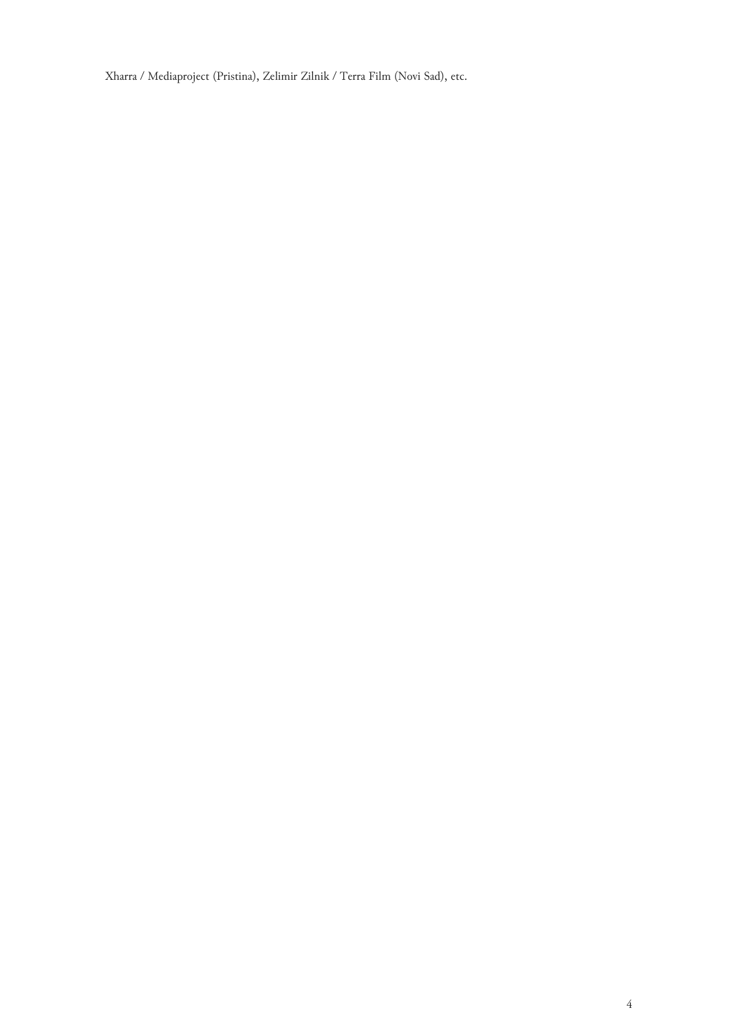Xharra / Mediaproject (Pristina), Zelimir Zilnik / Terra Film (Novi Sad), etc.